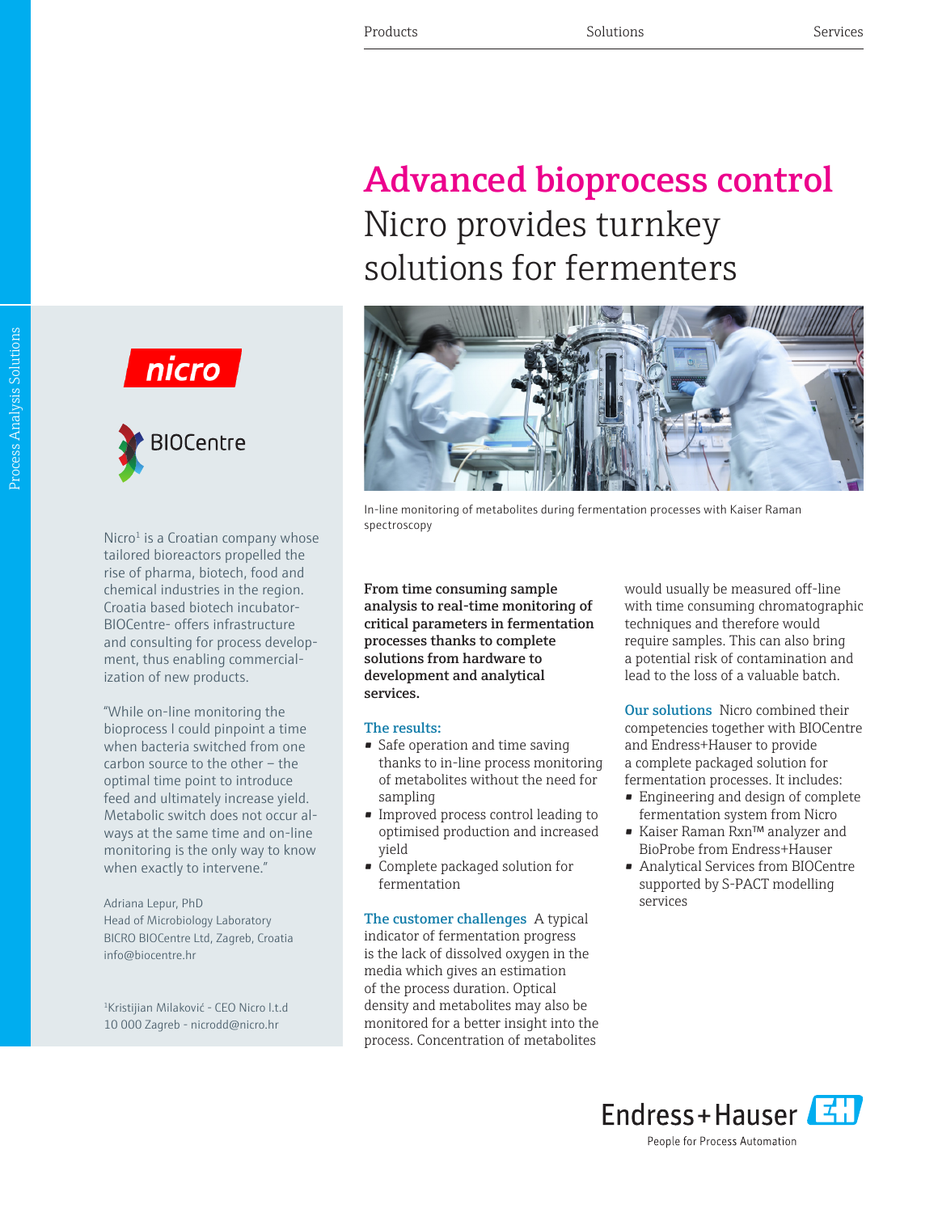# Advanced bioprocess control

## Nicro provides turnkey solutions for fermenters

In-line monitoring of metabolites during fermentation processes with Kaiser Raman spectroscopy

Nicro[1] is a Croatian company whose tailored bioreactors propelled the rise of pharma, biotech, food and chemical industries in the region. Croatia based biotech incubator-BIOCentre- offers infrastructure and consulting for process development, thus enabling commercialization of new products.

"While on-line monitoring the bioprocess I could pinpoint a time when bacteria switched from one carbon source to the other – the optimal time point to introduce feed and ultimately increase yield. Metabolic switch does not occur always at the same time and on-line monitoring is the only way to know when exactly to intervene."

Adriana Lepur, PhD
Head of Microbiology Laboratory
BICRO BIOCentre Ltd, Zagreb, Croatia
info@biocentre.hr

[1]Kristijian Milaković - CEO Nicro l.t.d
10 000 Zagreb - nicrodd@nicro.hr

**From time consuming sample analysis to real-time monitoring of critical parameters in fermentation processes thanks to complete solutions from hardware to development and analytical services.**

### The results:

- Safe operation and time saving thanks to in-line process monitoring of metabolites without the need for sampling
- Improved process control leading to optimised production and increased yield
- Complete packaged solution for fermentation

**The customer challenges** A typical indicator of fermentation progress is the lack of dissolved oxygen in the media which gives an estimation of the process duration. Optical density and metabolites may also be monitored for a better insight into the process. Concentration of metabolites would usually be measured off-line with time consuming chromatographic techniques and therefore would require samples. This can also bring a potential risk of contamination and lead to the loss of a valuable batch.

**Our solutions** Nicro combined their competencies together with BIOCentre and Endress+Hauser to provide a complete packaged solution for fermentation processes. It includes:

- Engineering and design of complete fermentation system from Nicro
- Kaiser Raman Rxn™ analyzer and BioProbe from Endress+Hauser
- Analytical Services from BIOCentre supported by S-PACT modelling services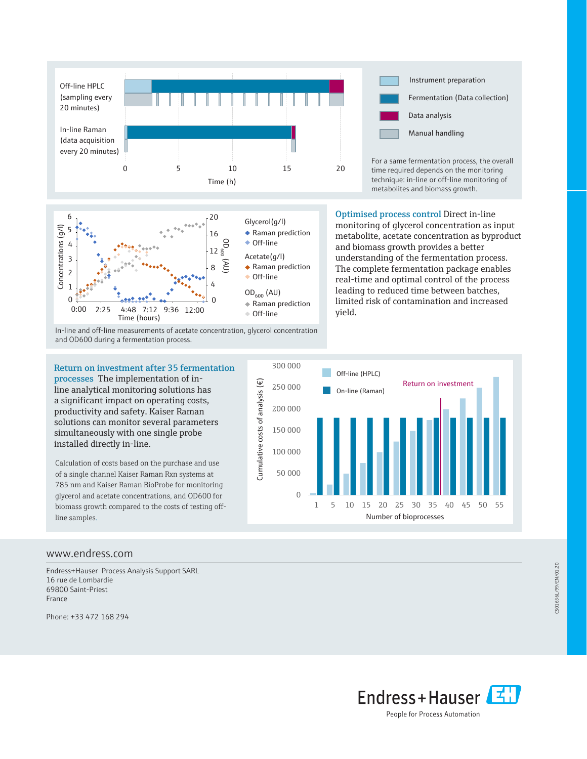Off-line HPLC (sampling every 20 minutes)

In-line Raman (data acquisition every 20 minutes)

0 5 10 15 20

Time (h)

Instrument preparation

Fermentation (Data collection)

Data analysis

Manual handling

For a same fermentation process, the overall time required depends on the monitoring technique: in-line or off-line monitoring of metabolites and biomass growth.

Concentrations (g/l)

0 1 2 3 4 5 6

$OD_{600}$ (AU)

0 4 8 12 16 20

0:00 2:25 4:48 7:12 9:36 12:00

Time (hours)

Glycerol(g/l)
- Raman prediction
- Off-line

Acetate(g/l)
- Raman prediction
- Off-line

$OD_{600}$ (AU)
- Raman prediction
- Off-line

In-line and off-line measurements of acetate concentration, glycerol concentration and OD600 during a fermentation process.

**Optimised process control** Direct in-line monitoring of glycerol concentration as input metabolite, acetate concentration as byproduct and biomass growth provides a better understanding of the fermentation process. The complete fermentation package enables real-time and optimal control of the process leading to reduced time between batches, limited risk of contamination and increased yield.

**Return on investment after 35 fermentation processes** The implementation of in-line analytical monitoring solutions has a significant impact on operating costs, productivity and safety. Kaiser Raman solutions can monitor several parameters simultaneously with one single probe installed directly in-line.

Calculation of costs based on the purchase and use of a single channel Kaiser Raman Rxn systems at 785 nm and Kaiser Raman BioProbe for monitoring glycerol and acetate concentrations, and OD600 for biomass growth compared to the costs of testing off-line samples.

Cumulative costs of analysis (€)

0 50 000 100 000 150 000 200 000 250 000 300 000

Off-line (HPLC)

On-line (Raman)

Return on investment

1 5 10 15 20 25 30 35 40 45 50 55

Number of bioprocesses

www.endress.com

Endress+Hauser Process Analysis Support SARL
16 rue de Lombardie
69800 Saint-Priest
France

Phone: +33 472 168 294

CS01636L/99/EN/01.20

Endress+Hauser
People for Process Automation